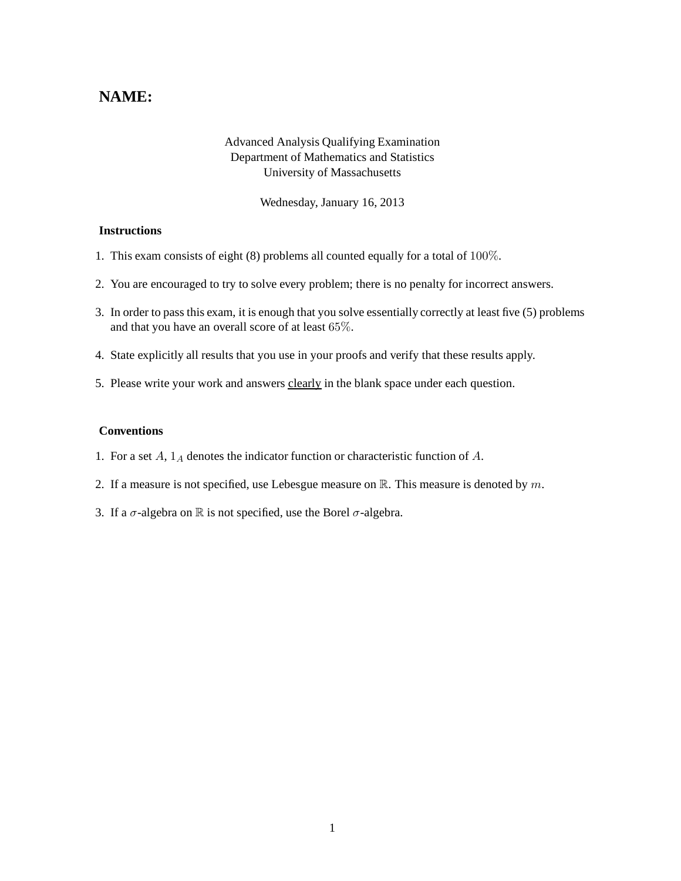# NAME:

Advanced Analysis Qualifying Examination
Department of Mathematics and Statistics
University of Massachusetts

Wednesday, January 16, 2013

### Instructions

1. This exam consists of eight (8) problems all counted equally for a total of $100\%$.
2. You are encouraged to try to solve every problem; there is no penalty for incorrect answers.
3. In order to pass this exam, it is enough that you solve essentially correctly at least five (5) problems and that you have an overall score of at least $65\%$.
4. State explicitly all results that you use in your proofs and verify that these results apply.
5. Please write your work and answers <u>clearly</u> in the blank space under each question.

### Conventions

1. For a set $A$, $1_A$ denotes the indicator function or characteristic function of $A$.
2. If a measure is not specified, use Lebesgue measure on $\mathbb{R}$. This measure is denoted by $m$.
3. If a $\sigma$-algebra on $\mathbb{R}$ is not specified, use the Borel $\sigma$-algebra.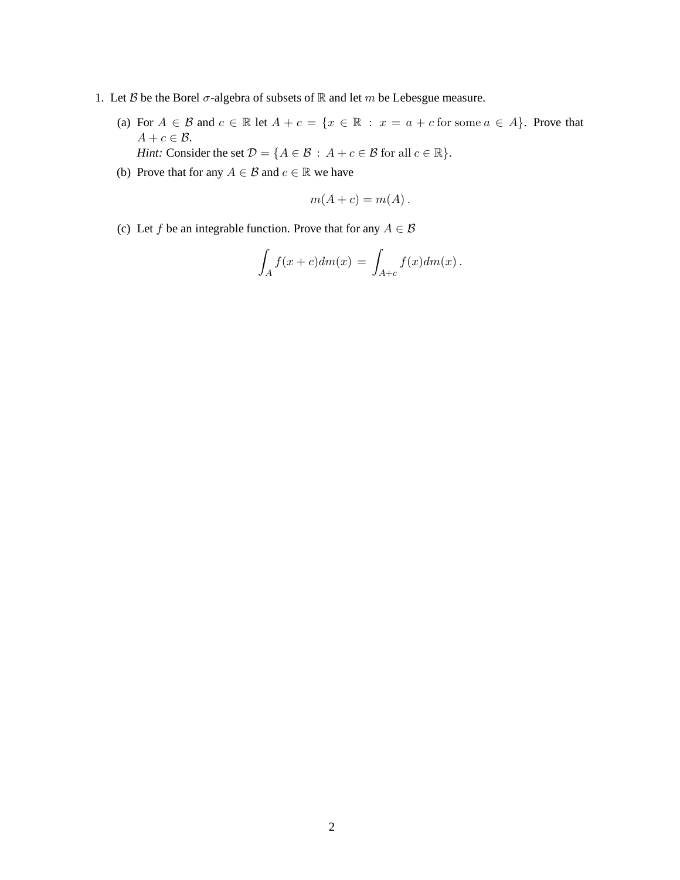1. Let $\mathcal{B}$ be the Borel $\sigma$-algebra of subsets of $\mathbb{R}$ and let $m$ be Lebesgue measure.

   (a) For $A \in \mathcal{B}$ and $c \in \mathbb{R}$ let $A + c = \{x \in \mathbb{R} \,:\, x = a + c \text{ for some } a \in A\}$. Prove that $A + c \in \mathcal{B}$.
   *Hint:* Consider the set $\mathcal{D} = \{A \in \mathcal{B} \,:\, A + c \in \mathcal{B} \text{ for all } c \in \mathbb{R}\}$.

   (b) Prove that for any $A \in \mathcal{B}$ and $c \in \mathbb{R}$ we have

   $$m(A + c) = m(A)\,.$$

   (c) Let $f$ be an integrable function. Prove that for any $A \in \mathcal{B}$

   $$\int_A f(x + c)dm(x) \,=\, \int_{A+c} f(x)dm(x)\,.$$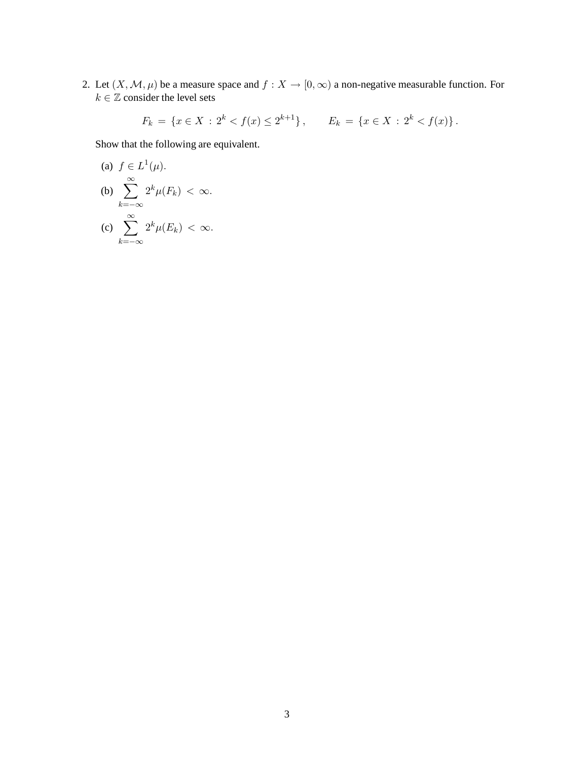2. Let $(X, \mathcal{M}, \mu)$ be a measure space and $f : X \to [0, \infty)$ a non-negative measurable function. For $k \in \mathbb{Z}$ consider the level sets

$$F_k \,=\, \{x \in X \,:\, 2^k < f(x) \leq 2^{k+1}\}\,, \qquad E_k \,=\, \{x \in X \,:\, 2^k < f(x)\}\,.$$

Show that the following are equivalent.

(a) $f \in L^1(\mu)$.

(b) $\displaystyle\sum_{k=-\infty}^{\infty} 2^k \mu(F_k) \,<\, \infty.$

(c) $\displaystyle\sum_{k=-\infty}^{\infty} 2^k \mu(E_k) \,<\, \infty.$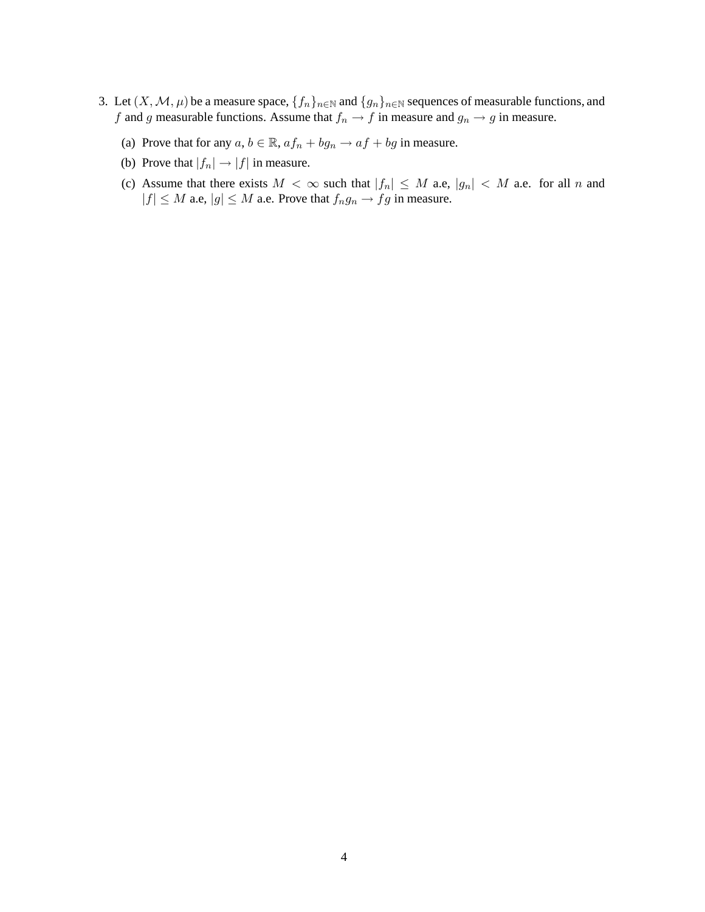3. Let $(X, \mathcal{M}, \mu)$ be a measure space, $\{f_n\}_{n\in\mathbb{N}}$ and $\{g_n\}_{n\in\mathbb{N}}$ sequences of measurable functions, and $f$ and $g$ measurable functions. Assume that $f_n \to f$ in measure and $g_n \to g$ in measure.

   (a) Prove that for any $a, b \in \mathbb{R}$, $af_n + bg_n \to af + bg$ in measure.

   (b) Prove that $|f_n| \to |f|$ in measure.

   (c) Assume that there exists $M < \infty$ such that $|f_n| \le M$ a.e, $|g_n| < M$ a.e. for all $n$ and $|f| \le M$ a.e, $|g| \le M$ a.e. Prove that $f_n g_n \to fg$ in measure.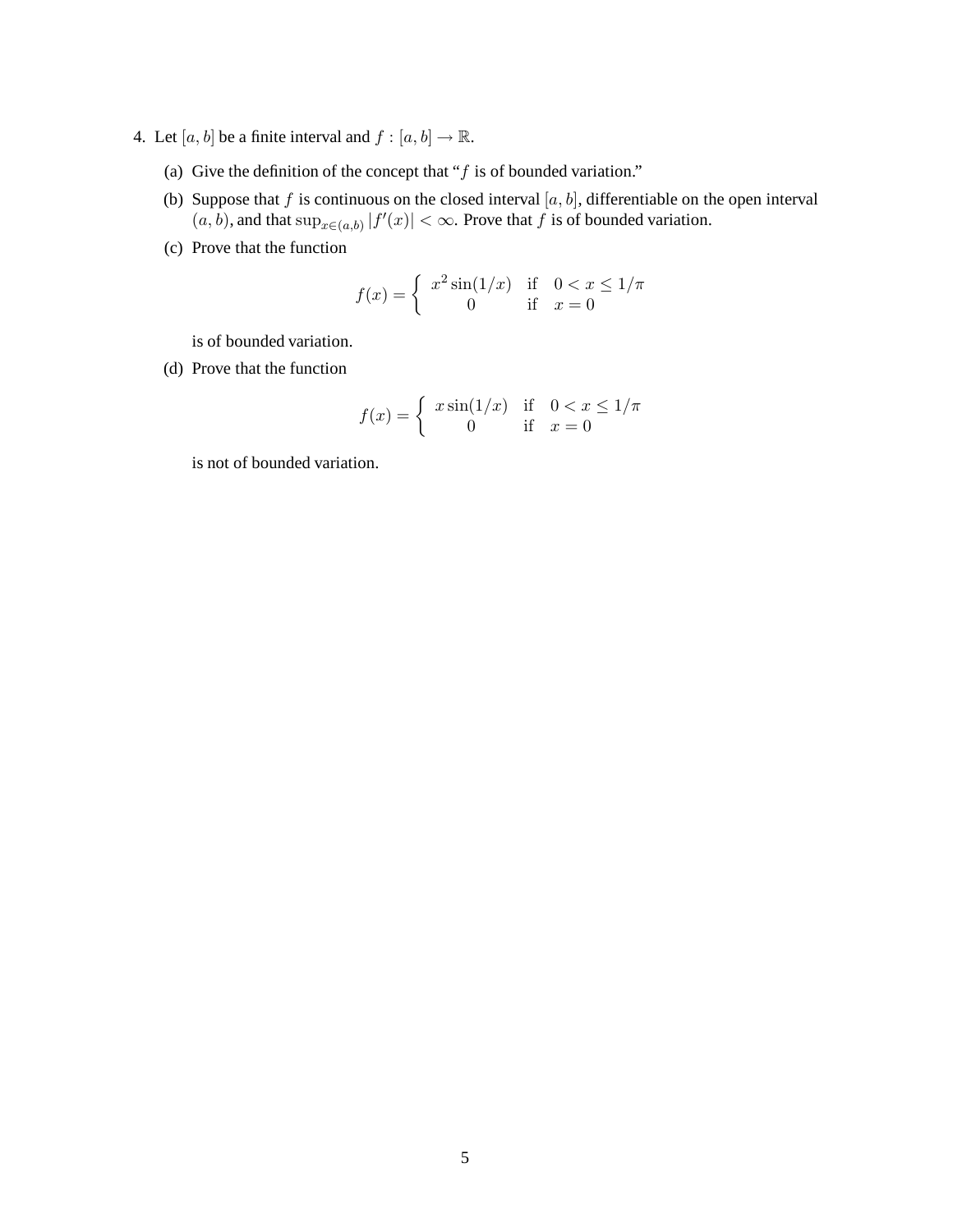4. Let $[a, b]$ be a finite interval and $f : [a, b] \to \mathbb{R}$.

   (a) Give the definition of the concept that "$f$ is of bounded variation."

   (b) Suppose that $f$ is continuous on the closed interval $[a, b]$, differentiable on the open interval $(a, b)$, and that $\sup_{x \in (a,b)} |f'(x)| < \infty$. Prove that $f$ is of bounded variation.

   (c) Prove that the function

$$f(x) = \begin{cases} x^2 \sin(1/x) & \text{if} \quad 0 < x \leq 1/\pi \\ 0 & \text{if} \quad x = 0 \end{cases}$$

   is of bounded variation.

   (d) Prove that the function

$$f(x) = \begin{cases} x \sin(1/x) & \text{if} \quad 0 < x \leq 1/\pi \\ 0 & \text{if} \quad x = 0 \end{cases}$$

   is not of bounded variation.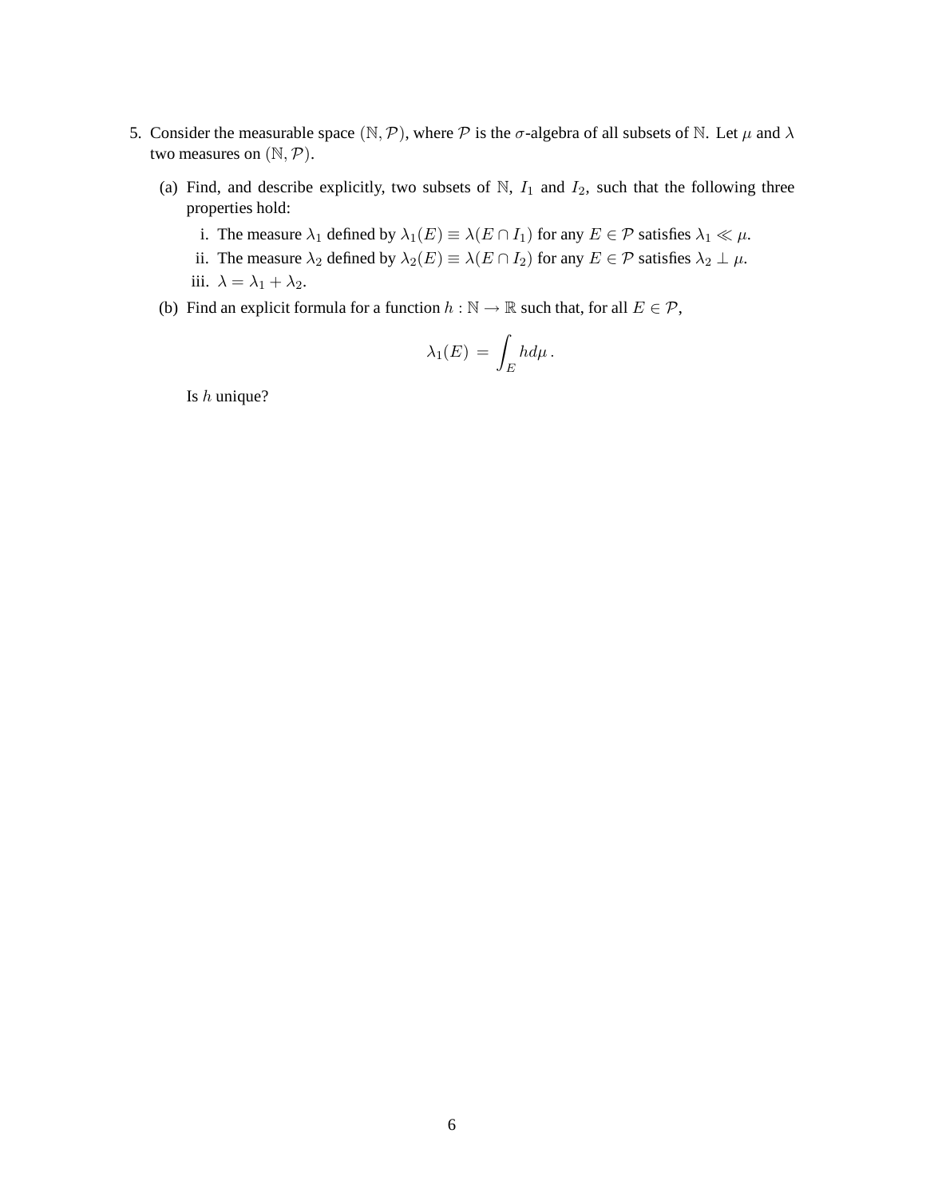5. Consider the measurable space $(\mathbb{N}, \mathcal{P})$, where $\mathcal{P}$ is the $\sigma$-algebra of all subsets of $\mathbb{N}$. Let $\mu$ and $\lambda$ two measures on $(\mathbb{N}, \mathcal{P})$.

   (a) Find, and describe explicitly, two subsets of $\mathbb{N}$, $I_1$ and $I_2$, such that the following three properties hold:

      i. The measure $\lambda_1$ defined by $\lambda_1(E) \equiv \lambda(E \cap I_1)$ for any $E \in \mathcal{P}$ satisfies $\lambda_1 \ll \mu$.

      ii. The measure $\lambda_2$ defined by $\lambda_2(E) \equiv \lambda(E \cap I_2)$ for any $E \in \mathcal{P}$ satisfies $\lambda_2 \perp \mu$.

      iii. $\lambda = \lambda_1 + \lambda_2$.

   (b) Find an explicit formula for a function $h : \mathbb{N} \to \mathbb{R}$ such that, for all $E \in \mathcal{P}$,

   $$\lambda_1(E) = \int_E h d\mu .$$

   Is $h$ unique?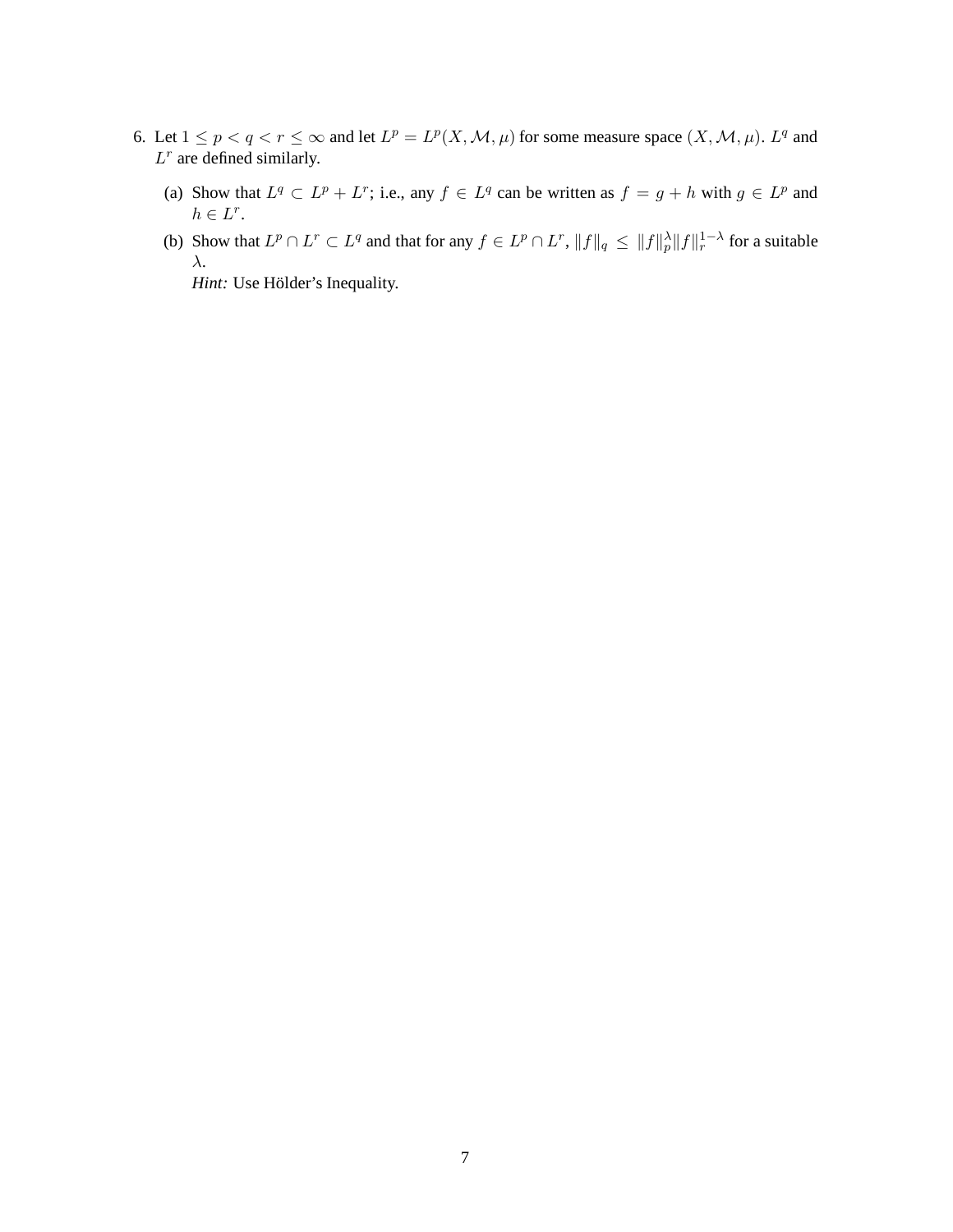6. Let $1 \leq p < q < r \leq \infty$ and let $L^p = L^p(X, \mathcal{M}, \mu)$ for some measure space $(X, \mathcal{M}, \mu)$. $L^q$ and $L^r$ are defined similarly.

   (a) Show that $L^q \subset L^p + L^r$; i.e., any $f \in L^q$ can be written as $f = g + h$ with $g \in L^p$ and $h \in L^r$.

   (b) Show that $L^p \cap L^r \subset L^q$ and that for any $f \in L^p \cap L^r$, $\|f\|_q \leq \|f\|_p^\lambda \|f\|_r^{1-\lambda}$ for a suitable $\lambda$.
   *Hint:* Use Hölder's Inequality.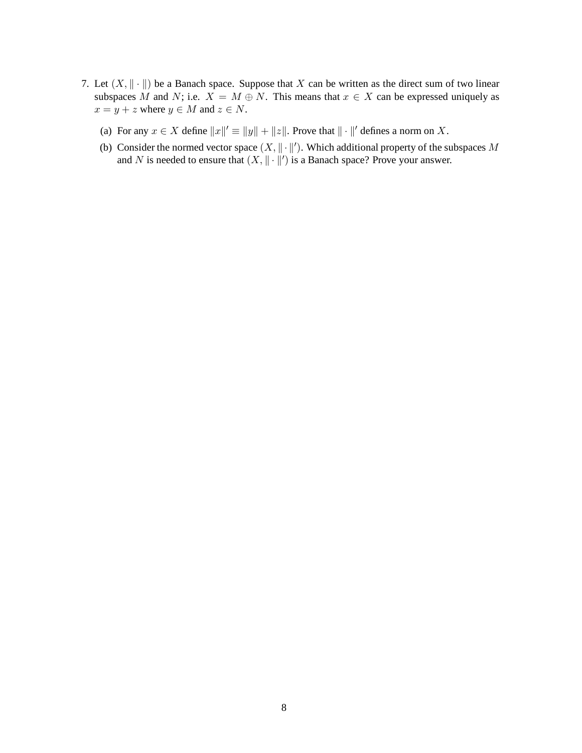7. Let $(X, \|\cdot\|)$ be a Banach space. Suppose that $X$ can be written as the direct sum of two linear subspaces $M$ and $N$; i.e. $X = M \oplus N$. This means that $x \in X$ can be expressed uniquely as $x = y + z$ where $y \in M$ and $z \in N$.

   (a) For any $x \in X$ define $\|x\|' \equiv \|y\| + \|z\|$. Prove that $\|\cdot\|'$ defines a norm on $X$.

   (b) Consider the normed vector space $(X, \|\cdot\|')$. Which additional property of the subspaces $M$ and $N$ is needed to ensure that $(X, \|\cdot\|')$ is a Banach space? Prove your answer.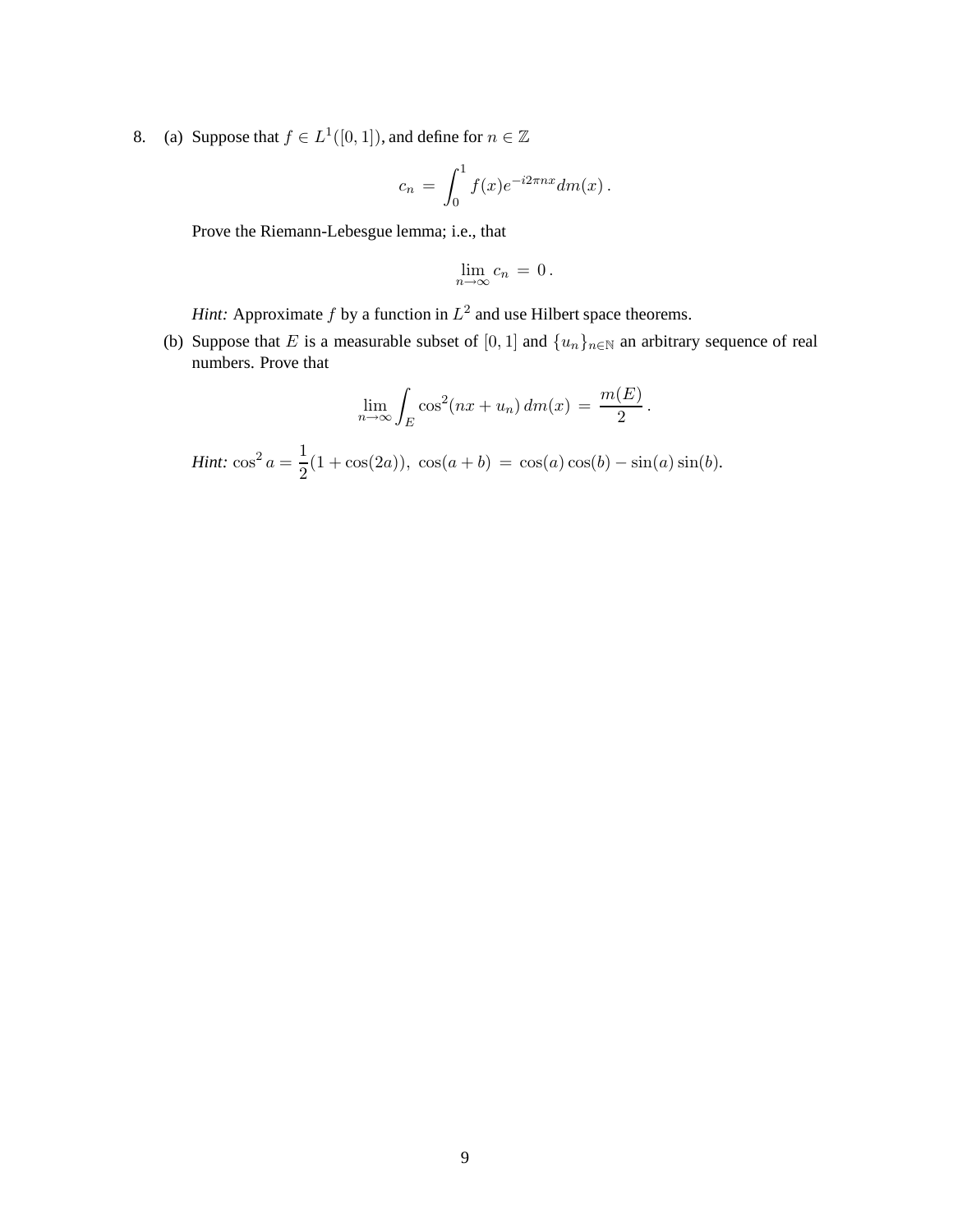8. (a) Suppose that $f \in L^1([0,1])$, and define for $n \in \mathbb{Z}$

$$c_n = \int_0^1 f(x)e^{-i2\pi nx}dm(x) .$$

Prove the Riemann-Lebesgue lemma; i.e., that

$$\lim_{n\to\infty} c_n = 0 .$$

*Hint:* Approximate $f$ by a function in $L^2$ and use Hilbert space theorems.

(b) Suppose that $E$ is a measurable subset of $[0,1]$ and $\{u_n\}_{n\in\mathbb{N}}$ an arbitrary sequence of real numbers. Prove that

$$\lim_{n\to\infty} \int_E \cos^2(nx + u_n)\, dm(x) = \frac{m(E)}{2} .$$

*Hint:* $\cos^2 a = \frac{1}{2}(1 + \cos(2a)),\ \cos(a+b) = \cos(a)\cos(b) - \sin(a)\sin(b)$.